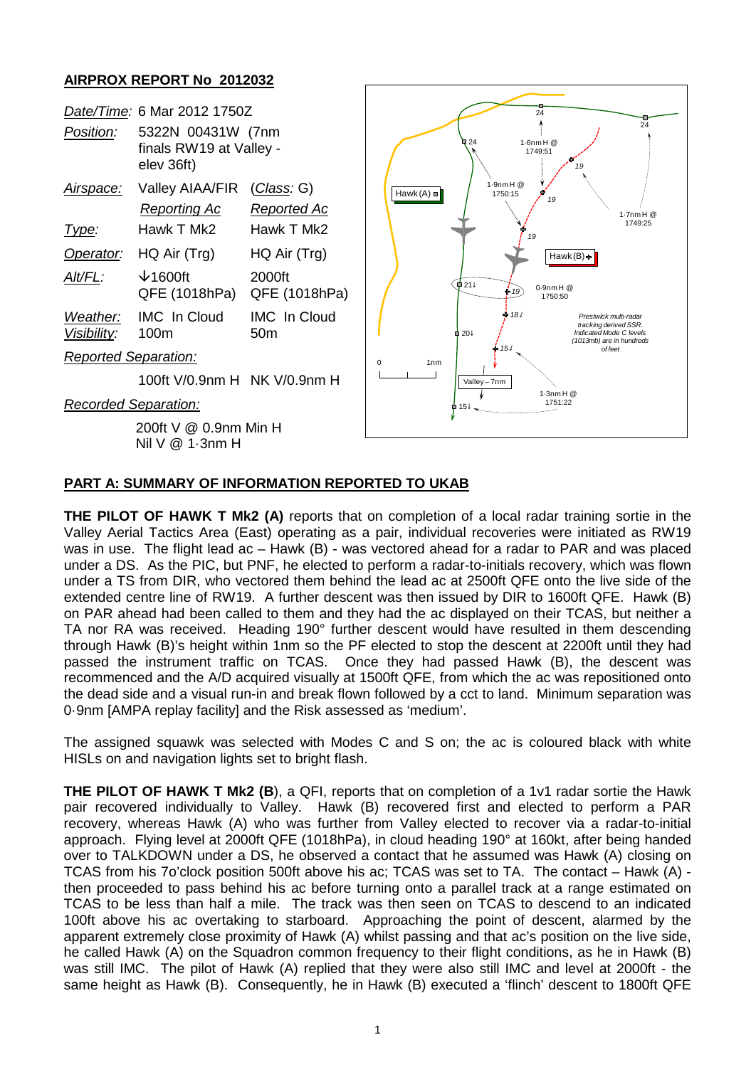## AIRPROX REPORT No 2012032

| | | |
|---|---|---|
| *Date/Time:* | 6 Mar 2012 1750Z | |
| *Position:* | 5322N 00431W (7nm finals RW19 at Valley - elev 36ft) | |
| *Airspace:* | Valley AIAA/FIR | (*Class:* G) |
| | *Reporting Ac* | *Reported Ac* |
| *Type:* | Hawk T Mk2 | Hawk T Mk2 |
| *Operator:* | HQ Air (Trg) | HQ Air (Trg) |
| *Alt/FL:* | ↓1600ft QFE (1018hPa) | 2000ft QFE (1018hPa) |
| *Weather:* | IMC In Cloud | IMC In Cloud |
| *Visibility:* | 100m | 50m |
| *Reported Separation:* | | |
| | 100ft V/0.9nm H | NK V/0.9nm H |
| *Recorded Separation:* | | |
| | 200ft V @ 0.9nm Min H | |
| | Nil V @ 1·3nm H | |

## PART A: SUMMARY OF INFORMATION REPORTED TO UKAB

**THE PILOT OF HAWK T Mk2 (A)** reports that on completion of a local radar training sortie in the Valley Aerial Tactics Area (East) operating as a pair, individual recoveries were initiated as RW19 was in use. The flight lead ac – Hawk (B) - was vectored ahead for a radar to PAR and was placed under a DS. As the PIC, but PNF, he elected to perform a radar-to-initials recovery, which was flown under a TS from DIR, who vectored them behind the lead ac at 2500ft QFE onto the live side of the extended centre line of RW19. A further descent was then issued by DIR to 1600ft QFE. Hawk (B) on PAR ahead had been called to them and they had the ac displayed on their TCAS, but neither a TA nor RA was received. Heading 190° further descent would have resulted in them descending through Hawk (B)'s height within 1nm so the PF elected to stop the descent at 2200ft until they had passed the instrument traffic on TCAS. Once they had passed Hawk (B), the descent was recommenced and the A/D acquired visually at 1500ft QFE, from which the ac was repositioned onto the dead side and a visual run-in and break flown followed by a cct to land. Minimum separation was 0·9nm [AMPA replay facility] and the Risk assessed as 'medium'.

The assigned squawk was selected with Modes C and S on; the ac is coloured black with white HISLs on and navigation lights set to bright flash.

**THE PILOT OF HAWK T Mk2 (B**), a QFI, reports that on completion of a 1v1 radar sortie the Hawk pair recovered individually to Valley. Hawk (B) recovered first and elected to perform a PAR recovery, whereas Hawk (A) who was further from Valley elected to recover via a radar-to-initial approach. Flying level at 2000ft QFE (1018hPa), in cloud heading 190° at 160kt, after being handed over to TALKDOWN under a DS, he observed a contact that he assumed was Hawk (A) closing on TCAS from his 7o'clock position 500ft above his ac; TCAS was set to TA. The contact – Hawk (A) - then proceeded to pass behind his ac before turning onto a parallel track at a range estimated on TCAS to be less than half a mile. The track was then seen on TCAS to descend to an indicated 100ft above his ac overtaking to starboard. Approaching the point of descent, alarmed by the apparent extremely close proximity of Hawk (A) whilst passing and that ac's position on the live side, he called Hawk (A) on the Squadron common frequency to their flight conditions, as he in Hawk (B) was still IMC. The pilot of Hawk (A) replied that they were also still IMC and level at 2000ft - the same height as Hawk (B). Consequently, he in Hawk (B) executed a 'flinch' descent to 1800ft QFE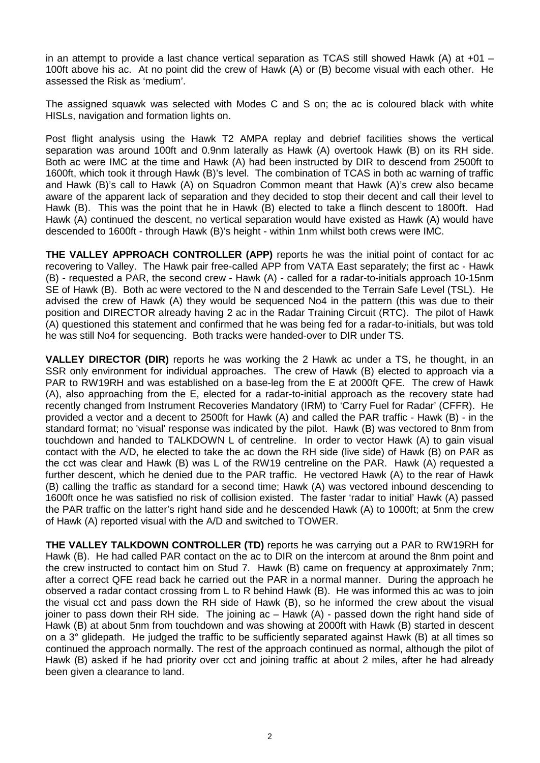in an attempt to provide a last chance vertical separation as TCAS still showed Hawk (A) at +01 – 100ft above his ac. At no point did the crew of Hawk (A) or (B) become visual with each other. He assessed the Risk as 'medium'.

The assigned squawk was selected with Modes C and S on; the ac is coloured black with white HISLs, navigation and formation lights on.

Post flight analysis using the Hawk T2 AMPA replay and debrief facilities shows the vertical separation was around 100ft and 0.9nm laterally as Hawk (A) overtook Hawk (B) on its RH side. Both ac were IMC at the time and Hawk (A) had been instructed by DIR to descend from 2500ft to 1600ft, which took it through Hawk (B)'s level. The combination of TCAS in both ac warning of traffic and Hawk (B)'s call to Hawk (A) on Squadron Common meant that Hawk (A)'s crew also became aware of the apparent lack of separation and they decided to stop their decent and call their level to Hawk (B). This was the point that he in Hawk (B) elected to take a flinch descent to 1800ft. Had Hawk (A) continued the descent, no vertical separation would have existed as Hawk (A) would have descended to 1600ft - through Hawk (B)'s height - within 1nm whilst both crews were IMC.

**THE VALLEY APPROACH CONTROLLER (APP)** reports he was the initial point of contact for ac recovering to Valley. The Hawk pair free-called APP from VATA East separately; the first ac - Hawk (B) - requested a PAR, the second crew - Hawk (A) - called for a radar-to-initials approach 10-15nm SE of Hawk (B). Both ac were vectored to the N and descended to the Terrain Safe Level (TSL). He advised the crew of Hawk (A) they would be sequenced No4 in the pattern (this was due to their position and DIRECTOR already having 2 ac in the Radar Training Circuit (RTC). The pilot of Hawk (A) questioned this statement and confirmed that he was being fed for a radar-to-initials, but was told he was still No4 for sequencing. Both tracks were handed-over to DIR under TS.

**VALLEY DIRECTOR (DIR)** reports he was working the 2 Hawk ac under a TS, he thought, in an SSR only environment for individual approaches. The crew of Hawk (B) elected to approach via a PAR to RW19RH and was established on a base-leg from the E at 2000ft QFE. The crew of Hawk (A), also approaching from the E, elected for a radar-to-initial approach as the recovery state had recently changed from Instrument Recoveries Mandatory (IRM) to 'Carry Fuel for Radar' (CFFR). He provided a vector and a decent to 2500ft for Hawk (A) and called the PAR traffic - Hawk (B) - in the standard format; no 'visual' response was indicated by the pilot. Hawk (B) was vectored to 8nm from touchdown and handed to TALKDOWN L of centreline. In order to vector Hawk (A) to gain visual contact with the A/D, he elected to take the ac down the RH side (live side) of Hawk (B) on PAR as the cct was clear and Hawk (B) was L of the RW19 centreline on the PAR. Hawk (A) requested a further descent, which he denied due to the PAR traffic. He vectored Hawk (A) to the rear of Hawk (B) calling the traffic as standard for a second time; Hawk (A) was vectored inbound descending to 1600ft once he was satisfied no risk of collision existed. The faster 'radar to initial' Hawk (A) passed the PAR traffic on the latter's right hand side and he descended Hawk (A) to 1000ft; at 5nm the crew of Hawk (A) reported visual with the A/D and switched to TOWER.

**THE VALLEY TALKDOWN CONTROLLER (TD)** reports he was carrying out a PAR to RW19RH for Hawk (B). He had called PAR contact on the ac to DIR on the intercom at around the 8nm point and the crew instructed to contact him on Stud 7. Hawk (B) came on frequency at approximately 7nm; after a correct QFE read back he carried out the PAR in a normal manner. During the approach he observed a radar contact crossing from L to R behind Hawk (B). He was informed this ac was to join the visual cct and pass down the RH side of Hawk (B), so he informed the crew about the visual joiner to pass down their RH side. The joining ac – Hawk (A) - passed down the right hand side of Hawk (B) at about 5nm from touchdown and was showing at 2000ft with Hawk (B) started in descent on a 3° glidepath. He judged the traffic to be sufficiently separated against Hawk (B) at all times so continued the approach normally. The rest of the approach continued as normal, although the pilot of Hawk (B) asked if he had priority over cct and joining traffic at about 2 miles, after he had already been given a clearance to land.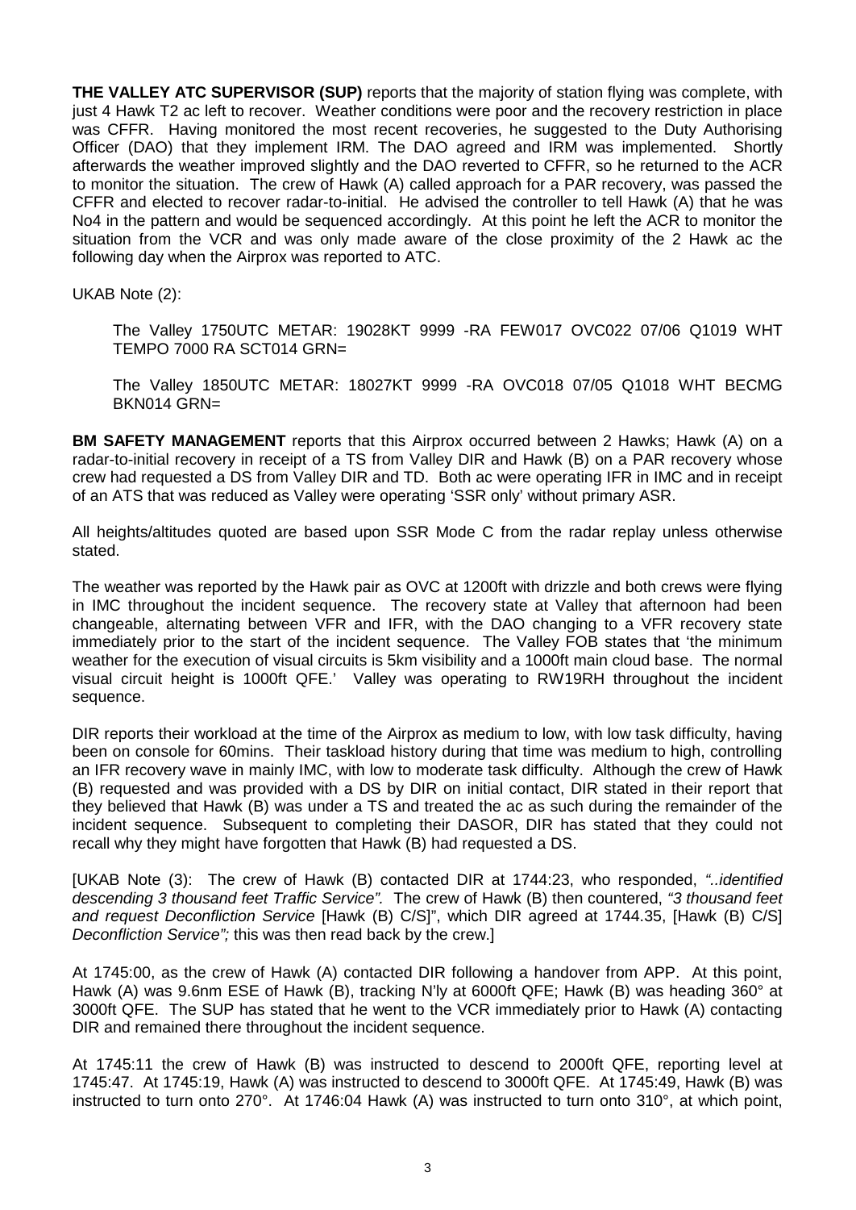**THE VALLEY ATC SUPERVISOR (SUP)** reports that the majority of station flying was complete, with just 4 Hawk T2 ac left to recover. Weather conditions were poor and the recovery restriction in place was CFFR. Having monitored the most recent recoveries, he suggested to the Duty Authorising Officer (DAO) that they implement IRM. The DAO agreed and IRM was implemented. Shortly afterwards the weather improved slightly and the DAO reverted to CFFR, so he returned to the ACR to monitor the situation. The crew of Hawk (A) called approach for a PAR recovery, was passed the CFFR and elected to recover radar-to-initial. He advised the controller to tell Hawk (A) that he was No4 in the pattern and would be sequenced accordingly. At this point he left the ACR to monitor the situation from the VCR and was only made aware of the close proximity of the 2 Hawk ac the following day when the Airprox was reported to ATC.

UKAB Note (2):

The Valley 1750UTC METAR: 19028KT 9999 -RA FEW017 OVC022 07/06 Q1019 WHT TEMPO 7000 RA SCT014 GRN=

The Valley 1850UTC METAR: 18027KT 9999 -RA OVC018 07/05 Q1018 WHT BECMG BKN014 GRN=

**BM SAFETY MANAGEMENT** reports that this Airprox occurred between 2 Hawks; Hawk (A) on a radar-to-initial recovery in receipt of a TS from Valley DIR and Hawk (B) on a PAR recovery whose crew had requested a DS from Valley DIR and TD. Both ac were operating IFR in IMC and in receipt of an ATS that was reduced as Valley were operating 'SSR only' without primary ASR.

All heights/altitudes quoted are based upon SSR Mode C from the radar replay unless otherwise stated.

The weather was reported by the Hawk pair as OVC at 1200ft with drizzle and both crews were flying in IMC throughout the incident sequence. The recovery state at Valley that afternoon had been changeable, alternating between VFR and IFR, with the DAO changing to a VFR recovery state immediately prior to the start of the incident sequence. The Valley FOB states that 'the minimum weather for the execution of visual circuits is 5km visibility and a 1000ft main cloud base. The normal visual circuit height is 1000ft QFE.' Valley was operating to RW19RH throughout the incident sequence.

DIR reports their workload at the time of the Airprox as medium to low, with low task difficulty, having been on console for 60mins. Their taskload history during that time was medium to high, controlling an IFR recovery wave in mainly IMC, with low to moderate task difficulty. Although the crew of Hawk (B) requested and was provided with a DS by DIR on initial contact, DIR stated in their report that they believed that Hawk (B) was under a TS and treated the ac as such during the remainder of the incident sequence. Subsequent to completing their DASOR, DIR has stated that they could not recall why they might have forgotten that Hawk (B) had requested a DS.

[UKAB Note (3): The crew of Hawk (B) contacted DIR at 1744:23, who responded, *"..identified descending 3 thousand feet Traffic Service".* The crew of Hawk (B) then countered, *"3 thousand feet and request Deconfliction Service* [Hawk (B) C/S]", which DIR agreed at 1744.35, [Hawk (B) C/S] *Deconfliction Service";* this was then read back by the crew.]

At 1745:00, as the crew of Hawk (A) contacted DIR following a handover from APP. At this point, Hawk (A) was 9.6nm ESE of Hawk (B), tracking N'ly at 6000ft QFE; Hawk (B) was heading 360° at 3000ft QFE. The SUP has stated that he went to the VCR immediately prior to Hawk (A) contacting DIR and remained there throughout the incident sequence.

At 1745:11 the crew of Hawk (B) was instructed to descend to 2000ft QFE, reporting level at 1745:47. At 1745:19, Hawk (A) was instructed to descend to 3000ft QFE. At 1745:49, Hawk (B) was instructed to turn onto 270°. At 1746:04 Hawk (A) was instructed to turn onto 310°, at which point,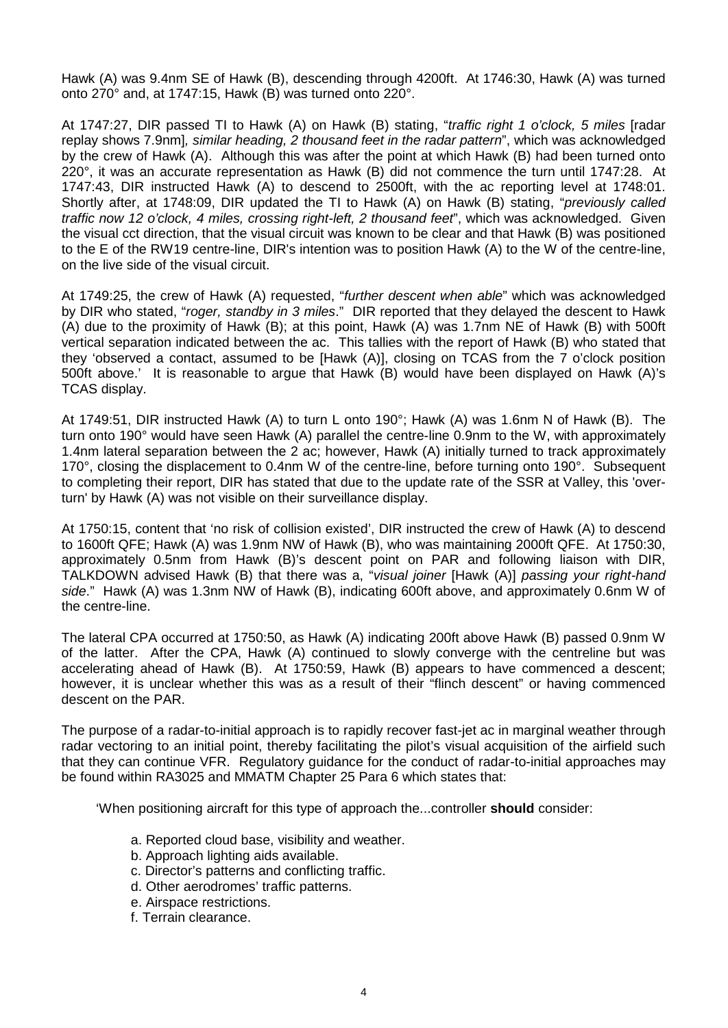Hawk (A) was 9.4nm SE of Hawk (B), descending through 4200ft. At 1746:30, Hawk (A) was turned onto 270° and, at 1747:15, Hawk (B) was turned onto 220°.

At 1747:27, DIR passed TI to Hawk (A) on Hawk (B) stating, "*traffic right 1 o'clock, 5 miles* [radar replay shows 7.9nm]*, similar heading, 2 thousand feet in the radar pattern*", which was acknowledged by the crew of Hawk (A). Although this was after the point at which Hawk (B) had been turned onto 220°, it was an accurate representation as Hawk (B) did not commence the turn until 1747:28. At 1747:43, DIR instructed Hawk (A) to descend to 2500ft, with the ac reporting level at 1748:01. Shortly after, at 1748:09, DIR updated the TI to Hawk (A) on Hawk (B) stating, "*previously called traffic now 12 o'clock, 4 miles, crossing right-left, 2 thousand feet*", which was acknowledged. Given the visual cct direction, that the visual circuit was known to be clear and that Hawk (B) was positioned to the E of the RW19 centre-line, DIR's intention was to position Hawk (A) to the W of the centre-line, on the live side of the visual circuit.

At 1749:25, the crew of Hawk (A) requested, "*further descent when able*" which was acknowledged by DIR who stated, "*roger, standby in 3 miles*." DIR reported that they delayed the descent to Hawk (A) due to the proximity of Hawk (B); at this point, Hawk (A) was 1.7nm NE of Hawk (B) with 500ft vertical separation indicated between the ac. This tallies with the report of Hawk (B) who stated that they 'observed a contact, assumed to be [Hawk (A)], closing on TCAS from the 7 o'clock position 500ft above.' It is reasonable to argue that Hawk (B) would have been displayed on Hawk (A)'s TCAS display.

At 1749:51, DIR instructed Hawk (A) to turn L onto 190°; Hawk (A) was 1.6nm N of Hawk (B). The turn onto 190° would have seen Hawk (A) parallel the centre-line 0.9nm to the W, with approximately 1.4nm lateral separation between the 2 ac; however, Hawk (A) initially turned to track approximately 170°, closing the displacement to 0.4nm W of the centre-line, before turning onto 190°. Subsequent to completing their report, DIR has stated that due to the update rate of the SSR at Valley, this 'over-turn' by Hawk (A) was not visible on their surveillance display.

At 1750:15, content that 'no risk of collision existed', DIR instructed the crew of Hawk (A) to descend to 1600ft QFE; Hawk (A) was 1.9nm NW of Hawk (B), who was maintaining 2000ft QFE. At 1750:30, approximately 0.5nm from Hawk (B)'s descent point on PAR and following liaison with DIR, TALKDOWN advised Hawk (B) that there was a, "*visual joiner* [Hawk (A)] *passing your right-hand side*." Hawk (A) was 1.3nm NW of Hawk (B), indicating 600ft above, and approximately 0.6nm W of the centre-line.

The lateral CPA occurred at 1750:50, as Hawk (A) indicating 200ft above Hawk (B) passed 0.9nm W of the latter. After the CPA, Hawk (A) continued to slowly converge with the centreline but was accelerating ahead of Hawk (B). At 1750:59, Hawk (B) appears to have commenced a descent; however, it is unclear whether this was as a result of their "flinch descent" or having commenced descent on the PAR.

The purpose of a radar-to-initial approach is to rapidly recover fast-jet ac in marginal weather through radar vectoring to an initial point, thereby facilitating the pilot's visual acquisition of the airfield such that they can continue VFR. Regulatory guidance for the conduct of radar-to-initial approaches may be found within RA3025 and MMATM Chapter 25 Para 6 which states that:

'When positioning aircraft for this type of approach the...controller **should** consider:

a. Reported cloud base, visibility and weather.
b. Approach lighting aids available.
c. Director's patterns and conflicting traffic.
d. Other aerodromes' traffic patterns.
e. Airspace restrictions.
f. Terrain clearance.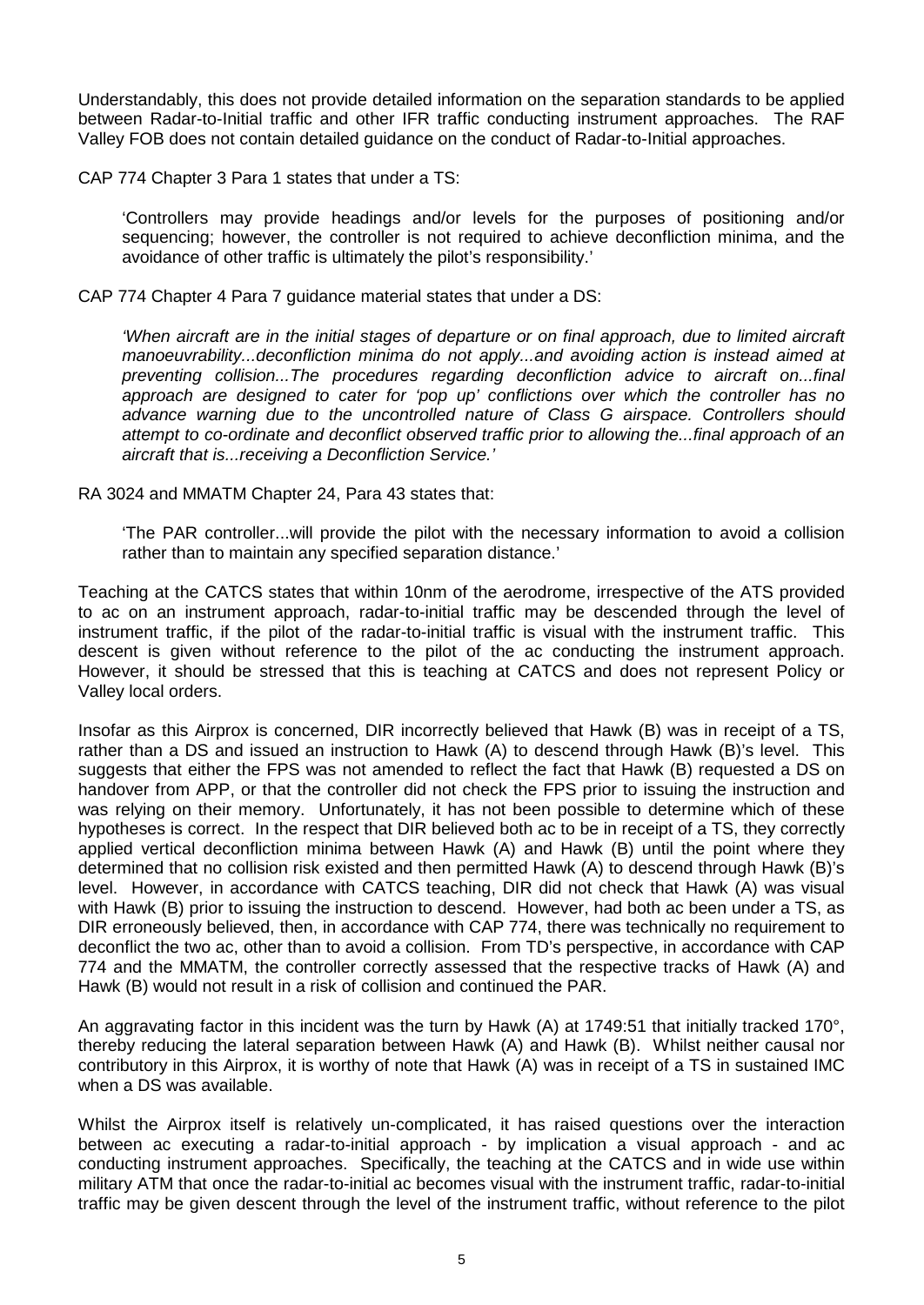Understandably, this does not provide detailed information on the separation standards to be applied between Radar-to-Initial traffic and other IFR traffic conducting instrument approaches. The RAF Valley FOB does not contain detailed guidance on the conduct of Radar-to-Initial approaches.

CAP 774 Chapter 3 Para 1 states that under a TS:

> 'Controllers may provide headings and/or levels for the purposes of positioning and/or sequencing; however, the controller is not required to achieve deconfliction minima, and the avoidance of other traffic is ultimately the pilot's responsibility.'

CAP 774 Chapter 4 Para 7 guidance material states that under a DS:

> *'When aircraft are in the initial stages of departure or on final approach, due to limited aircraft manoeuvrability...deconfliction minima do not apply...and avoiding action is instead aimed at preventing collision...The procedures regarding deconfliction advice to aircraft on...final approach are designed to cater for 'pop up' conflictions over which the controller has no advance warning due to the uncontrolled nature of Class G airspace. Controllers should attempt to co-ordinate and deconflict observed traffic prior to allowing the...final approach of an aircraft that is...receiving a Deconfliction Service.'*

RA 3024 and MMATM Chapter 24, Para 43 states that:

> 'The PAR controller...will provide the pilot with the necessary information to avoid a collision rather than to maintain any specified separation distance.'

Teaching at the CATCS states that within 10nm of the aerodrome, irrespective of the ATS provided to ac on an instrument approach, radar-to-initial traffic may be descended through the level of instrument traffic, if the pilot of the radar-to-initial traffic is visual with the instrument traffic. This descent is given without reference to the pilot of the ac conducting the instrument approach. However, it should be stressed that this is teaching at CATCS and does not represent Policy or Valley local orders.

Insofar as this Airprox is concerned, DIR incorrectly believed that Hawk (B) was in receipt of a TS, rather than a DS and issued an instruction to Hawk (A) to descend through Hawk (B)'s level. This suggests that either the FPS was not amended to reflect the fact that Hawk (B) requested a DS on handover from APP, or that the controller did not check the FPS prior to issuing the instruction and was relying on their memory. Unfortunately, it has not been possible to determine which of these hypotheses is correct. In the respect that DIR believed both ac to be in receipt of a TS, they correctly applied vertical deconfliction minima between Hawk (A) and Hawk (B) until the point where they determined that no collision risk existed and then permitted Hawk (A) to descend through Hawk (B)'s level. However, in accordance with CATCS teaching, DIR did not check that Hawk (A) was visual with Hawk (B) prior to issuing the instruction to descend. However, had both ac been under a TS, as DIR erroneously believed, then, in accordance with CAP 774, there was technically no requirement to deconflict the two ac, other than to avoid a collision. From TD's perspective, in accordance with CAP 774 and the MMATM, the controller correctly assessed that the respective tracks of Hawk (A) and Hawk (B) would not result in a risk of collision and continued the PAR.

An aggravating factor in this incident was the turn by Hawk (A) at 1749:51 that initially tracked 170°, thereby reducing the lateral separation between Hawk (A) and Hawk (B). Whilst neither causal nor contributory in this Airprox, it is worthy of note that Hawk (A) was in receipt of a TS in sustained IMC when a DS was available.

Whilst the Airprox itself is relatively un-complicated, it has raised questions over the interaction between ac executing a radar-to-initial approach - by implication a visual approach - and ac conducting instrument approaches. Specifically, the teaching at the CATCS and in wide use within military ATM that once the radar-to-initial ac becomes visual with the instrument traffic, radar-to-initial traffic may be given descent through the level of the instrument traffic, without reference to the pilot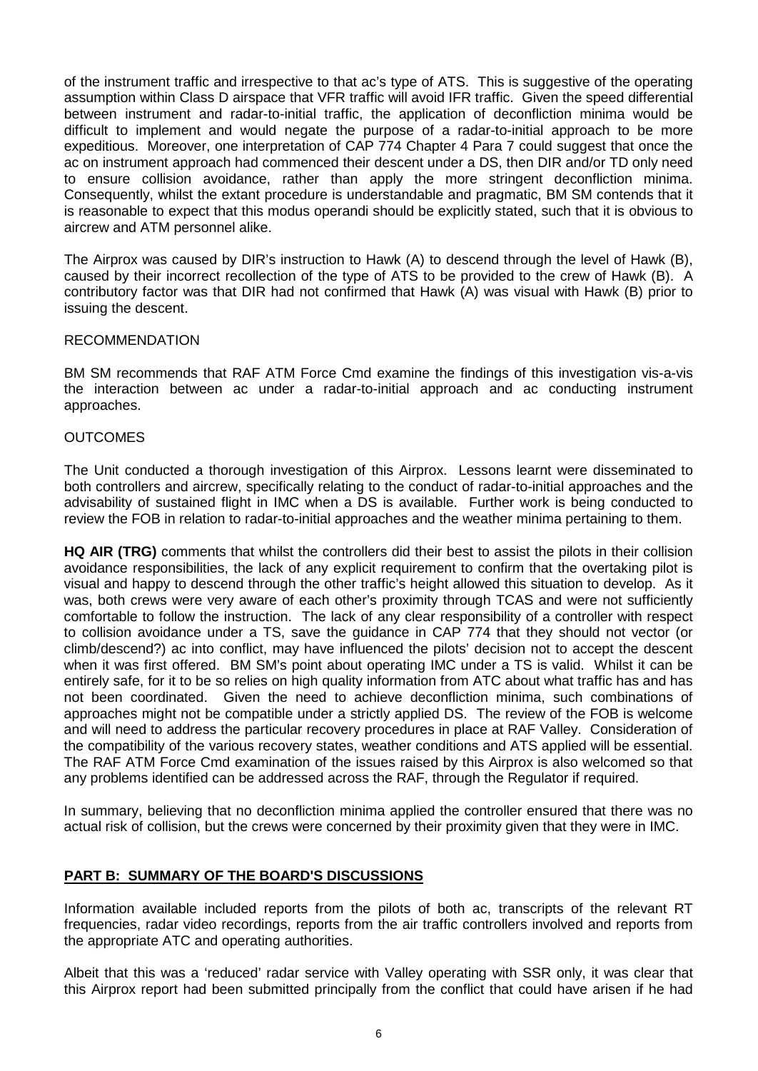of the instrument traffic and irrespective to that ac's type of ATS. This is suggestive of the operating assumption within Class D airspace that VFR traffic will avoid IFR traffic. Given the speed differential between instrument and radar-to-initial traffic, the application of deconfliction minima would be difficult to implement and would negate the purpose of a radar-to-initial approach to be more expeditious. Moreover, one interpretation of CAP 774 Chapter 4 Para 7 could suggest that once the ac on instrument approach had commenced their descent under a DS, then DIR and/or TD only need to ensure collision avoidance, rather than apply the more stringent deconfliction minima. Consequently, whilst the extant procedure is understandable and pragmatic, BM SM contends that it is reasonable to expect that this modus operandi should be explicitly stated, such that it is obvious to aircrew and ATM personnel alike.

The Airprox was caused by DIR's instruction to Hawk (A) to descend through the level of Hawk (B), caused by their incorrect recollection of the type of ATS to be provided to the crew of Hawk (B). A contributory factor was that DIR had not confirmed that Hawk (A) was visual with Hawk (B) prior to issuing the descent.

RECOMMENDATION

BM SM recommends that RAF ATM Force Cmd examine the findings of this investigation vis-a-vis the interaction between ac under a radar-to-initial approach and ac conducting instrument approaches.

OUTCOMES

The Unit conducted a thorough investigation of this Airprox. Lessons learnt were disseminated to both controllers and aircrew, specifically relating to the conduct of radar-to-initial approaches and the advisability of sustained flight in IMC when a DS is available. Further work is being conducted to review the FOB in relation to radar-to-initial approaches and the weather minima pertaining to them.

**HQ AIR (TRG)** comments that whilst the controllers did their best to assist the pilots in their collision avoidance responsibilities, the lack of any explicit requirement to confirm that the overtaking pilot is visual and happy to descend through the other traffic's height allowed this situation to develop. As it was, both crews were very aware of each other's proximity through TCAS and were not sufficiently comfortable to follow the instruction. The lack of any clear responsibility of a controller with respect to collision avoidance under a TS, save the guidance in CAP 774 that they should not vector (or climb/descend?) ac into conflict, may have influenced the pilots' decision not to accept the descent when it was first offered. BM SM's point about operating IMC under a TS is valid. Whilst it can be entirely safe, for it to be so relies on high quality information from ATC about what traffic has and has not been coordinated. Given the need to achieve deconfliction minima, such combinations of approaches might not be compatible under a strictly applied DS. The review of the FOB is welcome and will need to address the particular recovery procedures in place at RAF Valley. Consideration of the compatibility of the various recovery states, weather conditions and ATS applied will be essential. The RAF ATM Force Cmd examination of the issues raised by this Airprox is also welcomed so that any problems identified can be addressed across the RAF, through the Regulator if required.

In summary, believing that no deconfliction minima applied the controller ensured that there was no actual risk of collision, but the crews were concerned by their proximity given that they were in IMC.

## PART B: SUMMARY OF THE BOARD'S DISCUSSIONS

Information available included reports from the pilots of both ac, transcripts of the relevant RT frequencies, radar video recordings, reports from the air traffic controllers involved and reports from the appropriate ATC and operating authorities.

Albeit that this was a 'reduced' radar service with Valley operating with SSR only, it was clear that this Airprox report had been submitted principally from the conflict that could have arisen if he had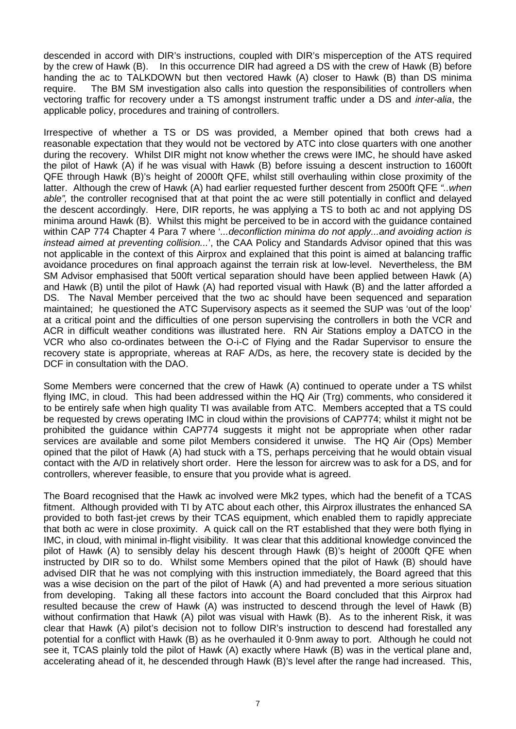descended in accord with DIR's instructions, coupled with DIR's misperception of the ATS required by the crew of Hawk (B). In this occurrence DIR had agreed a DS with the crew of Hawk (B) before handing the ac to TALKDOWN but then vectored Hawk (A) closer to Hawk (B) than DS minima require. The BM SM investigation also calls into question the responsibilities of controllers when vectoring traffic for recovery under a TS amongst instrument traffic under a DS and *inter-alia*, the applicable policy, procedures and training of controllers.

Irrespective of whether a TS or DS was provided, a Member opined that both crews had a reasonable expectation that they would not be vectored by ATC into close quarters with one another during the recovery. Whilst DIR might not know whether the crews were IMC, he should have asked the pilot of Hawk (A) if he was visual with Hawk (B) before issuing a descent instruction to 1600ft QFE through Hawk (B)'s height of 2000ft QFE, whilst still overhauling within close proximity of the latter. Although the crew of Hawk (A) had earlier requested further descent from 2500ft QFE *"..when able"*, the controller recognised that at that point the ac were still potentially in conflict and delayed the descent accordingly. Here, DIR reports, he was applying a TS to both ac and not applying DS minima around Hawk (B). Whilst this might be perceived to be in accord with the guidance contained within CAP 774 Chapter 4 Para 7 where '*...deconfliction minima do not apply...and avoiding action is instead aimed at preventing collision...*', the CAA Policy and Standards Advisor opined that this was not applicable in the context of this Airprox and explained that this point is aimed at balancing traffic avoidance procedures on final approach against the terrain risk at low-level. Nevertheless, the BM SM Advisor emphasised that 500ft vertical separation should have been applied between Hawk (A) and Hawk (B) until the pilot of Hawk (A) had reported visual with Hawk (B) and the latter afforded a DS. The Naval Member perceived that the two ac should have been sequenced and separation maintained; he questioned the ATC Supervisory aspects as it seemed the SUP was 'out of the loop' at a critical point and the difficulties of one person supervising the controllers in both the VCR and ACR in difficult weather conditions was illustrated here. RN Air Stations employ a DATCO in the VCR who also co-ordinates between the O-i-C of Flying and the Radar Supervisor to ensure the recovery state is appropriate, whereas at RAF A/Ds, as here, the recovery state is decided by the DCF in consultation with the DAO.

Some Members were concerned that the crew of Hawk (A) continued to operate under a TS whilst flying IMC, in cloud. This had been addressed within the HQ Air (Trg) comments, who considered it to be entirely safe when high quality TI was available from ATC. Members accepted that a TS could be requested by crews operating IMC in cloud within the provisions of CAP774; whilst it might not be prohibited the guidance within CAP774 suggests it might not be appropriate when other radar services are available and some pilot Members considered it unwise. The HQ Air (Ops) Member opined that the pilot of Hawk (A) had stuck with a TS, perhaps perceiving that he would obtain visual contact with the A/D in relatively short order. Here the lesson for aircrew was to ask for a DS, and for controllers, wherever feasible, to ensure that you provide what is agreed.

The Board recognised that the Hawk ac involved were Mk2 types, which had the benefit of a TCAS fitment. Although provided with TI by ATC about each other, this Airprox illustrates the enhanced SA provided to both fast-jet crews by their TCAS equipment, which enabled them to rapidly appreciate that both ac were in close proximity. A quick call on the RT established that they were both flying in IMC, in cloud, with minimal in-flight visibility. It was clear that this additional knowledge convinced the pilot of Hawk (A) to sensibly delay his descent through Hawk (B)'s height of 2000ft QFE when instructed by DIR so to do. Whilst some Members opined that the pilot of Hawk (B) should have advised DIR that he was not complying with this instruction immediately, the Board agreed that this was a wise decision on the part of the pilot of Hawk (A) and had prevented a more serious situation from developing. Taking all these factors into account the Board concluded that this Airprox had resulted because the crew of Hawk (A) was instructed to descend through the level of Hawk (B) without confirmation that Hawk (A) pilot was visual with Hawk (B). As to the inherent Risk, it was clear that Hawk (A) pilot's decision not to follow DIR's instruction to descend had forestalled any potential for a conflict with Hawk (B) as he overhauled it 0·9nm away to port. Although he could not see it, TCAS plainly told the pilot of Hawk (A) exactly where Hawk (B) was in the vertical plane and, accelerating ahead of it, he descended through Hawk (B)'s level after the range had increased. This,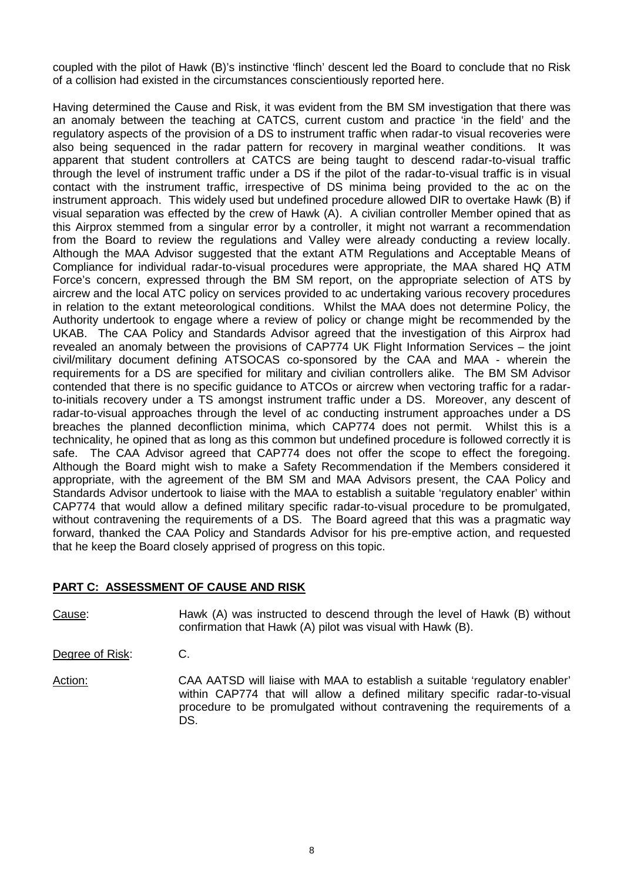coupled with the pilot of Hawk (B)'s instinctive 'flinch' descent led the Board to conclude that no Risk of a collision had existed in the circumstances conscientiously reported here.

Having determined the Cause and Risk, it was evident from the BM SM investigation that there was an anomaly between the teaching at CATCS, current custom and practice 'in the field' and the regulatory aspects of the provision of a DS to instrument traffic when radar-to visual recoveries were also being sequenced in the radar pattern for recovery in marginal weather conditions. It was apparent that student controllers at CATCS are being taught to descend radar-to-visual traffic through the level of instrument traffic under a DS if the pilot of the radar-to-visual traffic is in visual contact with the instrument traffic, irrespective of DS minima being provided to the ac on the instrument approach. This widely used but undefined procedure allowed DIR to overtake Hawk (B) if visual separation was effected by the crew of Hawk (A). A civilian controller Member opined that as this Airprox stemmed from a singular error by a controller, it might not warrant a recommendation from the Board to review the regulations and Valley were already conducting a review locally. Although the MAA Advisor suggested that the extant ATM Regulations and Acceptable Means of Compliance for individual radar-to-visual procedures were appropriate, the MAA shared HQ ATM Force's concern, expressed through the BM SM report, on the appropriate selection of ATS by aircrew and the local ATC policy on services provided to ac undertaking various recovery procedures in relation to the extant meteorological conditions. Whilst the MAA does not determine Policy, the Authority undertook to engage where a review of policy or change might be recommended by the UKAB. The CAA Policy and Standards Advisor agreed that the investigation of this Airprox had revealed an anomaly between the provisions of CAP774 UK Flight Information Services – the joint civil/military document defining ATSOCAS co-sponsored by the CAA and MAA - wherein the requirements for a DS are specified for military and civilian controllers alike. The BM SM Advisor contended that there is no specific guidance to ATCOs or aircrew when vectoring traffic for a radar-to-initials recovery under a TS amongst instrument traffic under a DS. Moreover, any descent of radar-to-visual approaches through the level of ac conducting instrument approaches under a DS breaches the planned deconfliction minima, which CAP774 does not permit. Whilst this is a technicality, he opined that as long as this common but undefined procedure is followed correctly it is safe. The CAA Advisor agreed that CAP774 does not offer the scope to effect the foregoing. Although the Board might wish to make a Safety Recommendation if the Members considered it appropriate, with the agreement of the BM SM and MAA Advisors present, the CAA Policy and Standards Advisor undertook to liaise with the MAA to establish a suitable 'regulatory enabler' within CAP774 that would allow a defined military specific radar-to-visual procedure to be promulgated, without contravening the requirements of a DS. The Board agreed that this was a pragmatic way forward, thanked the CAA Policy and Standards Advisor for his pre-emptive action, and requested that he keep the Board closely apprised of progress on this topic.

## PART C: ASSESSMENT OF CAUSE AND RISK

Cause: Hawk (A) was instructed to descend through the level of Hawk (B) without confirmation that Hawk (A) pilot was visual with Hawk (B).

Degree of Risk: C.

Action: CAA AATSD will liaise with MAA to establish a suitable 'regulatory enabler' within CAP774 that will allow a defined military specific radar-to-visual procedure to be promulgated without contravening the requirements of a DS.